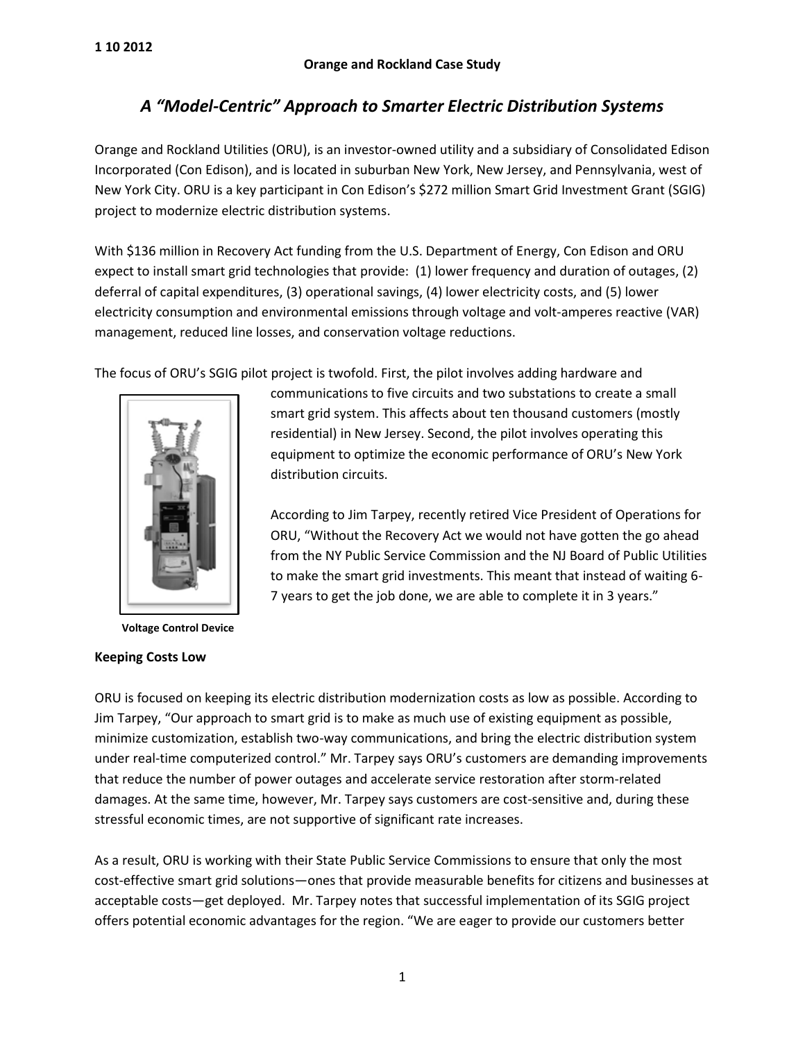1 10 2012

**Orange and Rockland Case Study**

# *A "Model-Centric" Approach to Smarter Electric Distribution Systems*

Orange and Rockland Utilities (ORU), is an investor-owned utility and a subsidiary of Consolidated Edison Incorporated (Con Edison), and is located in suburban New York, New Jersey, and Pennsylvania, west of New York City. ORU is a key participant in Con Edison's $272 million Smart Grid Investment Grant (SGIG) project to modernize electric distribution systems.

With $136 million in Recovery Act funding from the U.S. Department of Energy, Con Edison and ORU expect to install smart grid technologies that provide: (1) lower frequency and duration of outages, (2) deferral of capital expenditures, (3) operational savings, (4) lower electricity costs, and (5) lower electricity consumption and environmental emissions through voltage and volt-amperes reactive (VAR) management, reduced line losses, and conservation voltage reductions.

The focus of ORU's SGIG pilot project is twofold. First, the pilot involves adding hardware and communications to five circuits and two substations to create a small smart grid system. This affects about ten thousand customers (mostly residential) in New Jersey. Second, the pilot involves operating this equipment to optimize the economic performance of ORU's New York distribution circuits.

**Voltage Control Device**

According to Jim Tarpey, recently retired Vice President of Operations for ORU, "Without the Recovery Act we would not have gotten the go ahead from the NY Public Service Commission and the NJ Board of Public Utilities to make the smart grid investments. This meant that instead of waiting 6-7 years to get the job done, we are able to complete it in 3 years."

**Keeping Costs Low**

ORU is focused on keeping its electric distribution modernization costs as low as possible. According to Jim Tarpey, "Our approach to smart grid is to make as much use of existing equipment as possible, minimize customization, establish two-way communications, and bring the electric distribution system under real-time computerized control." Mr. Tarpey says ORU's customers are demanding improvements that reduce the number of power outages and accelerate service restoration after storm-related damages. At the same time, however, Mr. Tarpey says customers are cost-sensitive and, during these stressful economic times, are not supportive of significant rate increases.

As a result, ORU is working with their State Public Service Commissions to ensure that only the most cost-effective smart grid solutions—ones that provide measurable benefits for citizens and businesses at acceptable costs—get deployed. Mr. Tarpey notes that successful implementation of its SGIG project offers potential economic advantages for the region. "We are eager to provide our customers better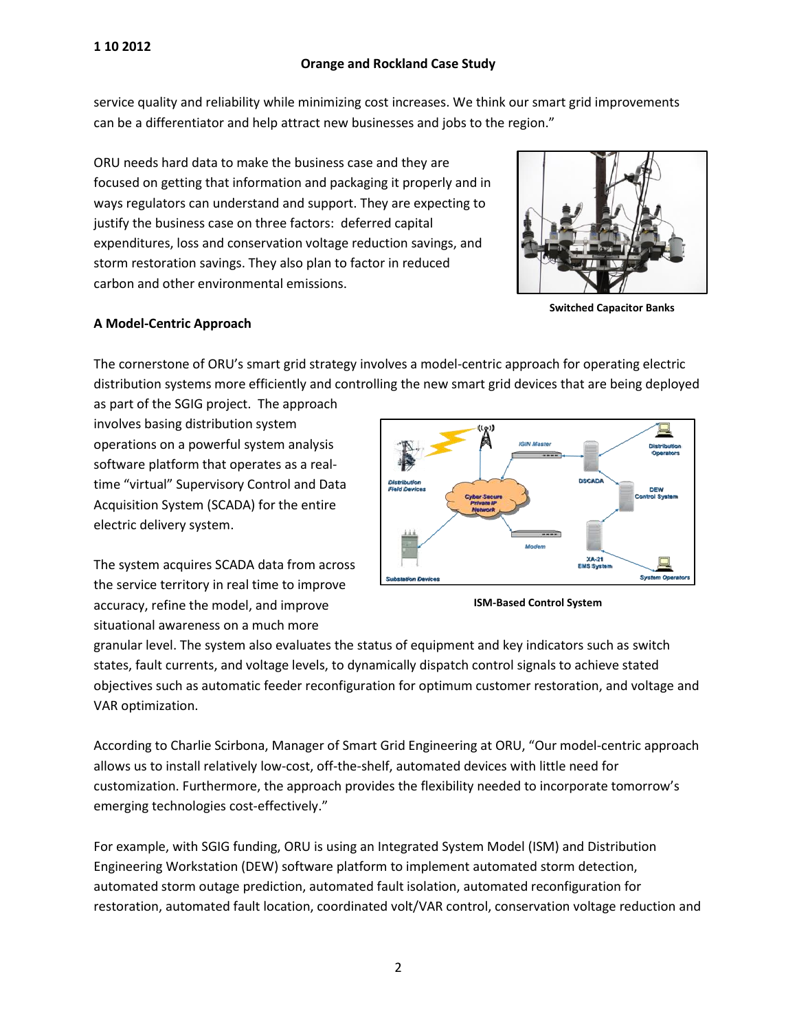service quality and reliability while minimizing cost increases. We think our smart grid improvements can be a differentiator and help attract new businesses and jobs to the region."

ORU needs hard data to make the business case and they are focused on getting that information and packaging it properly and in ways regulators can understand and support. They are expecting to justify the business case on three factors: deferred capital expenditures, loss and conservation voltage reduction savings, and storm restoration savings. They also plan to factor in reduced carbon and other environmental emissions.

**Switched Capacitor Banks**

**A Model-Centric Approach**

The cornerstone of ORU's smart grid strategy involves a model-centric approach for operating electric distribution systems more efficiently and controlling the new smart grid devices that are being deployed as part of the SGIG project. The approach involves basing distribution system operations on a powerful system analysis software platform that operates as a real-time "virtual" Supervisory Control and Data Acquisition System (SCADA) for the entire electric delivery system.

The system acquires SCADA data from across the service territory in real time to improve accuracy, refine the model, and improve situational awareness on a much more granular level. The system also evaluates the status of equipment and key indicators such as switch states, fault currents, and voltage levels, to dynamically dispatch control signals to achieve stated objectives such as automatic feeder reconfiguration for optimum customer restoration, and voltage and VAR optimization.

**ISM-Based Control System**

According to Charlie Scirbona, Manager of Smart Grid Engineering at ORU, "Our model-centric approach allows us to install relatively low-cost, off-the-shelf, automated devices with little need for customization. Furthermore, the approach provides the flexibility needed to incorporate tomorrow's emerging technologies cost-effectively."

For example, with SGIG funding, ORU is using an Integrated System Model (ISM) and Distribution Engineering Workstation (DEW) software platform to implement automated storm detection, automated storm outage prediction, automated fault isolation, automated reconfiguration for restoration, automated fault location, coordinated volt/VAR control, conservation voltage reduction and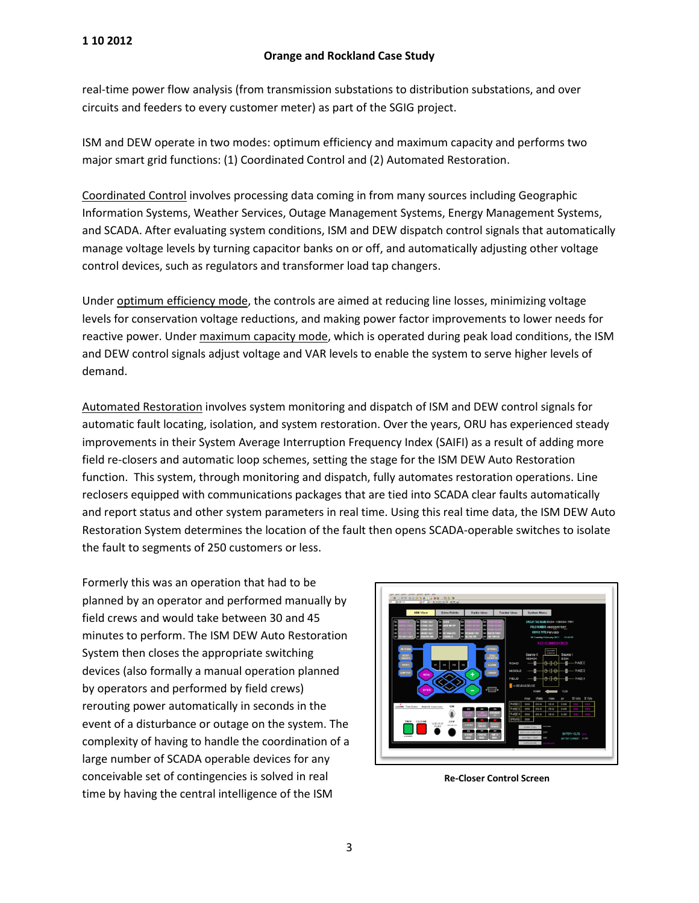real-time power flow analysis (from transmission substations to distribution substations, and over circuits and feeders to every customer meter) as part of the SGIG project.

ISM and DEW operate in two modes: optimum efficiency and maximum capacity and performs two major smart grid functions: (1) Coordinated Control and (2) Automated Restoration.

Coordinated Control involves processing data coming in from many sources including Geographic Information Systems, Weather Services, Outage Management Systems, Energy Management Systems, and SCADA. After evaluating system conditions, ISM and DEW dispatch control signals that automatically manage voltage levels by turning capacitor banks on or off, and automatically adjusting other voltage control devices, such as regulators and transformer load tap changers.

Under optimum efficiency mode, the controls are aimed at reducing line losses, minimizing voltage levels for conservation voltage reductions, and making power factor improvements to lower needs for reactive power. Under maximum capacity mode, which is operated during peak load conditions, the ISM and DEW control signals adjust voltage and VAR levels to enable the system to serve higher levels of demand.

Automated Restoration involves system monitoring and dispatch of ISM and DEW control signals for automatic fault locating, isolation, and system restoration. Over the years, ORU has experienced steady improvements in their System Average Interruption Frequency Index (SAIFI) as a result of adding more field re-closers and automatic loop schemes, setting the stage for the ISM DEW Auto Restoration function. This system, through monitoring and dispatch, fully automates restoration operations. Line reclosers equipped with communications packages that are tied into SCADA clear faults automatically and report status and other system parameters in real time. Using this real time data, the ISM DEW Auto Restoration System determines the location of the fault then opens SCADA-operable switches to isolate the fault to segments of 250 customers or less.

Formerly this was an operation that had to be planned by an operator and performed manually by field crews and would take between 30 and 45 minutes to perform. The ISM DEW Auto Restoration System then closes the appropriate switching devices (also formally a manual operation planned by operators and performed by field crews) rerouting power automatically in seconds in the event of a disturbance or outage on the system. The complexity of having to handle the coordination of a large number of SCADA operable devices for any conceivable set of contingencies is solved in real time by having the central intelligence of the ISM

**Re-Closer Control Screen**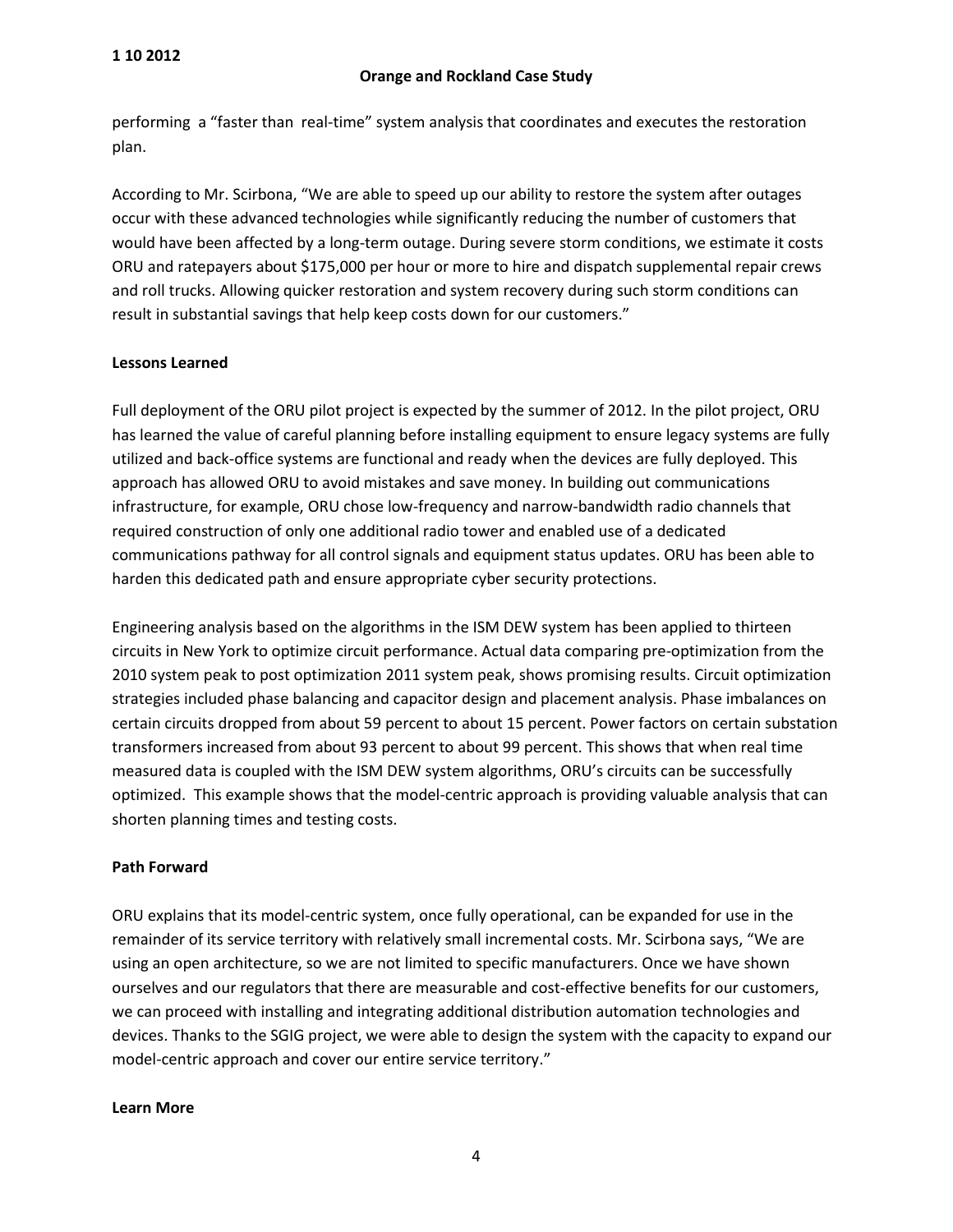performing a "faster than real-time" system analysis that coordinates and executes the restoration plan.

According to Mr. Scirbona, "We are able to speed up our ability to restore the system after outages occur with these advanced technologies while significantly reducing the number of customers that would have been affected by a long-term outage. During severe storm conditions, we estimate it costs ORU and ratepayers about $175,000 per hour or more to hire and dispatch supplemental repair crews and roll trucks. Allowing quicker restoration and system recovery during such storm conditions can result in substantial savings that help keep costs down for our customers."

**Lessons Learned**

Full deployment of the ORU pilot project is expected by the summer of 2012. In the pilot project, ORU has learned the value of careful planning before installing equipment to ensure legacy systems are fully utilized and back-office systems are functional and ready when the devices are fully deployed. This approach has allowed ORU to avoid mistakes and save money. In building out communications infrastructure, for example, ORU chose low-frequency and narrow-bandwidth radio channels that required construction of only one additional radio tower and enabled use of a dedicated communications pathway for all control signals and equipment status updates. ORU has been able to harden this dedicated path and ensure appropriate cyber security protections.

Engineering analysis based on the algorithms in the ISM DEW system has been applied to thirteen circuits in New York to optimize circuit performance. Actual data comparing pre-optimization from the 2010 system peak to post optimization 2011 system peak, shows promising results. Circuit optimization strategies included phase balancing and capacitor design and placement analysis. Phase imbalances on certain circuits dropped from about 59 percent to about 15 percent. Power factors on certain substation transformers increased from about 93 percent to about 99 percent. This shows that when real time measured data is coupled with the ISM DEW system algorithms, ORU's circuits can be successfully optimized. This example shows that the model-centric approach is providing valuable analysis that can shorten planning times and testing costs.

**Path Forward**

ORU explains that its model-centric system, once fully operational, can be expanded for use in the remainder of its service territory with relatively small incremental costs. Mr. Scirbona says, "We are using an open architecture, so we are not limited to specific manufacturers. Once we have shown ourselves and our regulators that there are measurable and cost-effective benefits for our customers, we can proceed with installing and integrating additional distribution automation technologies and devices. Thanks to the SGIG project, we were able to design the system with the capacity to expand our model-centric approach and cover our entire service territory."

**Learn More**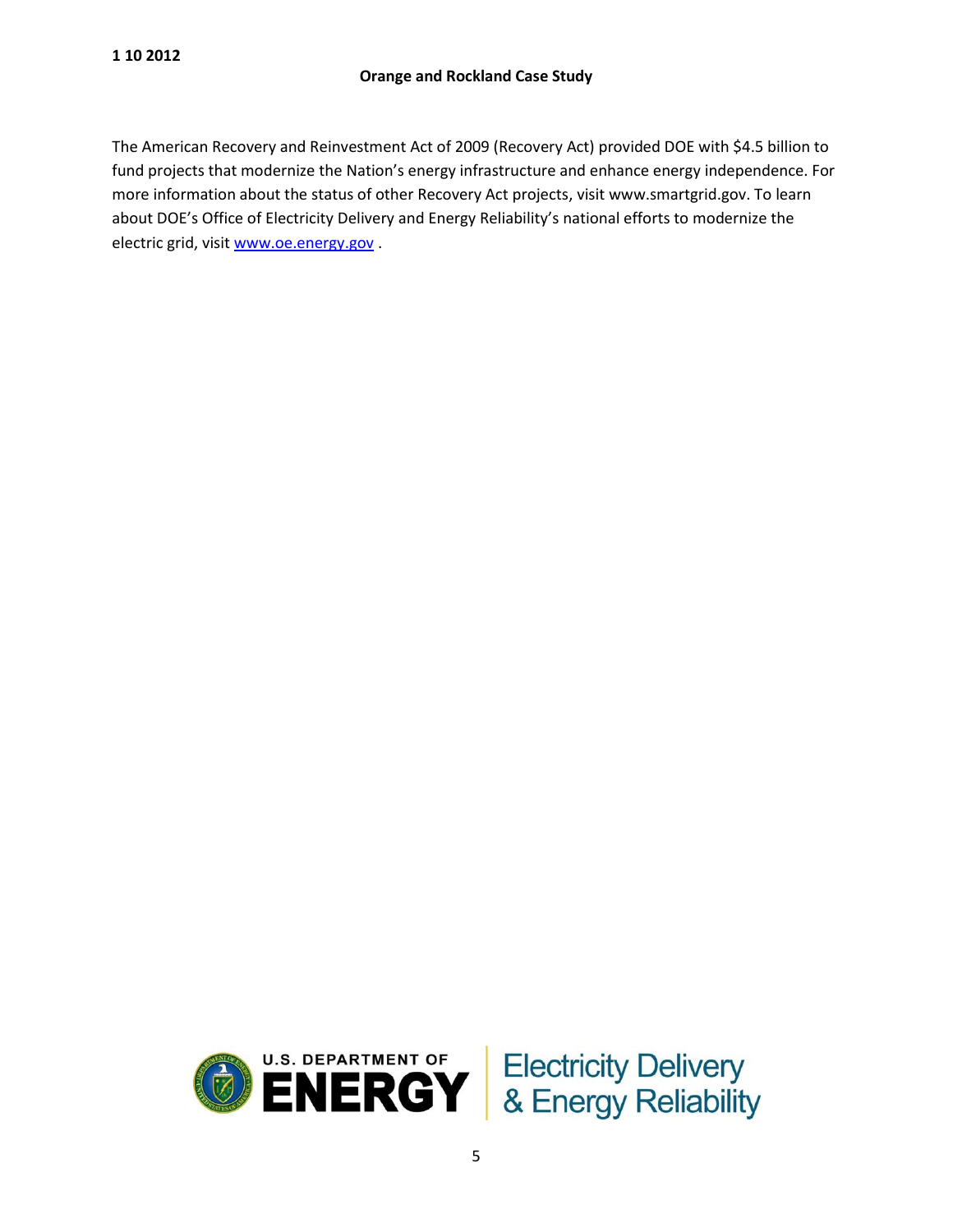The American Recovery and Reinvestment Act of 2009 (Recovery Act) provided DOE with $4.5 billion to fund projects that modernize the Nation's energy infrastructure and enhance energy independence. For more information about the status of other Recovery Act projects, visit www.smartgrid.gov. To learn about DOE's Office of Electricity Delivery and Energy Reliability's national efforts to modernize the electric grid, visit [www.oe.energy.gov](http://www.oe.energy.gov) .

U.S. DEPARTMENT OF ENERGY | Electricity Delivery & Energy Reliability